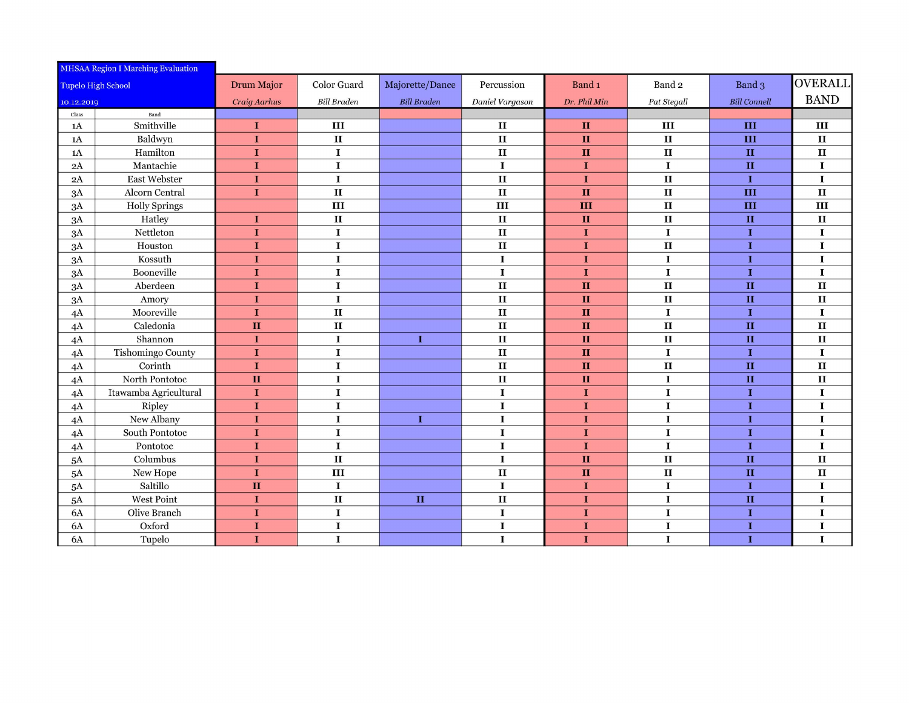| MHSAA Region I Marching Evaluation<br>Tupelo High School<br>10.12.2019 | | Drum Major<br>*Craig Aarhus* | Color Guard<br>*Bill Braden* | Majorette/Dance<br>*Bill Braden* | Percussion<br>*Daniel Vargason* | Band 1<br>*Dr. Phil Min* | Band 2<br>*Pat Stegall* | Band 3<br>*Bill Connell* | OVERALL BAND |
|---|---|---|---|---|---|---|---|---|---|
| Class | Band | | | | | | | | |
| 1A | Smithville | I | III | | II | II | III | III | III |
| 1A | Baldwyn | I | II | | II | II | II | III | II |
| 1A | Hamilton | I | I | | II | II | II | II | II |
| 2A | Mantachie | I | I | | I | I | I | II | I |
| 2A | East Webster | I | I | | II | I | II | I | I |
| 3A | Alcorn Central | I | II | | II | II | II | III | II |
| 3A | Holly Springs | | III | | III | III | II | III | III |
| 3A | Hatley | I | II | | II | II | II | II | II |
| 3A | Nettleton | I | I | | II | I | I | I | I |
| 3A | Houston | I | I | | II | I | II | I | I |
| 3A | Kossuth | I | I | | I | I | I | I | I |
| 3A | Booneville | I | I | | I | I | I | I | I |
| 3A | Aberdeen | I | I | | II | II | II | II | II |
| 3A | Amory | I | I | | II | II | II | II | II |
| 4A | Mooreville | I | II | | II | II | I | I | I |
| 4A | Caledonia | II | II | | II | II | II | II | II |
| 4A | Shannon | I | I | I | II | II | II | II | II |
| 4A | Tishomingo County | I | I | | II | II | I | I | I |
| 4A | Corinth | I | I | | II | II | II | II | II |
| 4A | North Pontotoc | II | I | | II | II | I | II | II |
| 4A | Itawamba Agricultural | I | I | | I | I | I | I | I |
| 4A | Ripley | I | I | | I | I | I | I | I |
| 4A | New Albany | I | I | I | I | I | I | I | I |
| 4A | South Pontotoc | I | I | | I | I | I | I | I |
| 4A | Pontotoc | I | I | | I | I | I | I | I |
| 5A | Columbus | I | II | | I | II | II | II | II |
| 5A | New Hope | I | III | | II | II | II | II | II |
| 5A | Saltillo | II | I | | I | I | I | I | I |
| 5A | West Point | I | II | II | II | I | I | II | I |
| 6A | Olive Branch | I | I | | I | I | I | I | I |
| 6A | Oxford | I | I | | I | I | I | I | I |
| 6A | Tupelo | I | I | | I | I | I | I | I |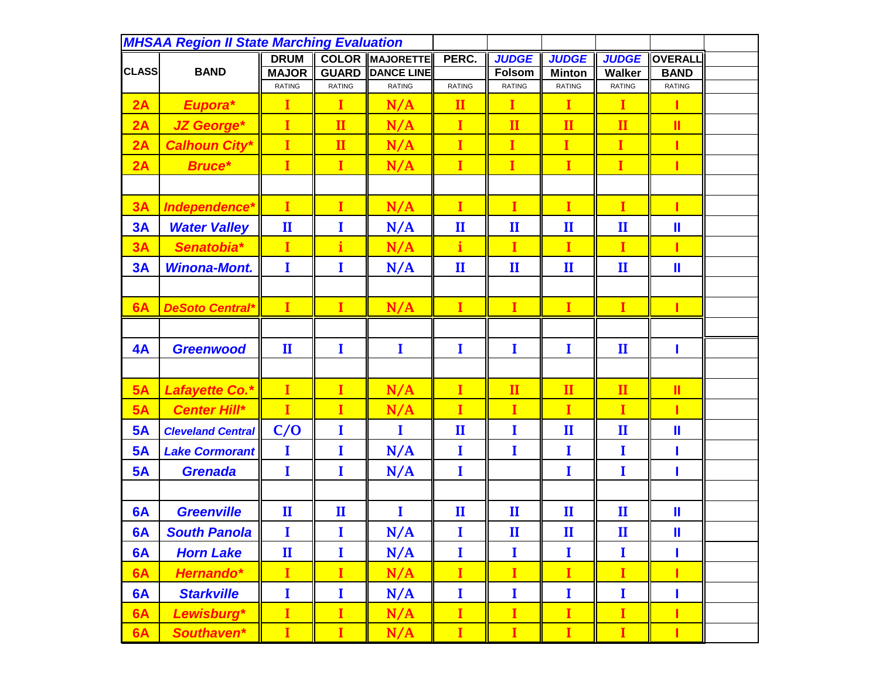| MHSAA Region II State Marching Evaluation | | | | | | | | | |
|---|---|---|---|---|---|---|---|---|---|
| CLASS | BAND | DRUM MAJOR RATING | COLOR GUARD RATING | MAJORETTE DANCE LINE RATING | PERC. RATING | JUDGE Folsom RATING | JUDGE Minton RATING | JUDGE Walker RATING | OVERALL BAND RATING |
| 2A | Eupora* | I | I | N/A | II | I | I | I | I |
| 2A | JZ George* | I | II | N/A | I | II | II | II | II |
| 2A | Calhoun City* | I | II | N/A | I | I | I | I | I |
| 2A | Bruce* | I | I | N/A | I | I | I | I | I |
| | | | | | | | | | |
| 3A | Independence* | I | I | N/A | I | I | I | I | I |
| 3A | Water Valley | II | I | N/A | II | II | II | II | II |
| 3A | Senatobia* | I | i | N/A | i | I | I | I | I |
| 3A | Winona-Mont. | I | I | N/A | II | II | II | II | II |
| | | | | | | | | | |
| 6A | DeSoto Central* | I | I | N/A | I | I | I | I | I |
| | | | | | | | | | |
| 4A | Greenwood | II | I | I | I | I | I | II | I |
| | | | | | | | | | |
| 5A | Lafayette Co.* | I | I | N/A | I | II | II | II | II |
| 5A | Center Hill* | I | I | N/A | I | I | I | I | I |
| 5A | Cleveland Central | C/O | I | I | II | I | II | II | II |
| 5A | Lake Cormorant | I | I | N/A | I | I | I | I | I |
| 5A | Grenada | I | I | N/A | I | | I | I | I |
| | | | | | | | | | |
| 6A | Greenville | II | II | I | II | II | II | II | II |
| 6A | South Panola | I | I | N/A | I | II | II | II | II |
| 6A | Horn Lake | II | I | N/A | I | I | I | I | I |
| 6A | Hernando* | I | I | N/A | I | I | I | I | I |
| 6A | Starkville | I | I | N/A | I | I | I | I | I |
| 6A | Lewisburg* | I | I | N/A | I | I | I | I | I |
| 6A | Southaven* | I | I | N/A | I | I | I | I | I |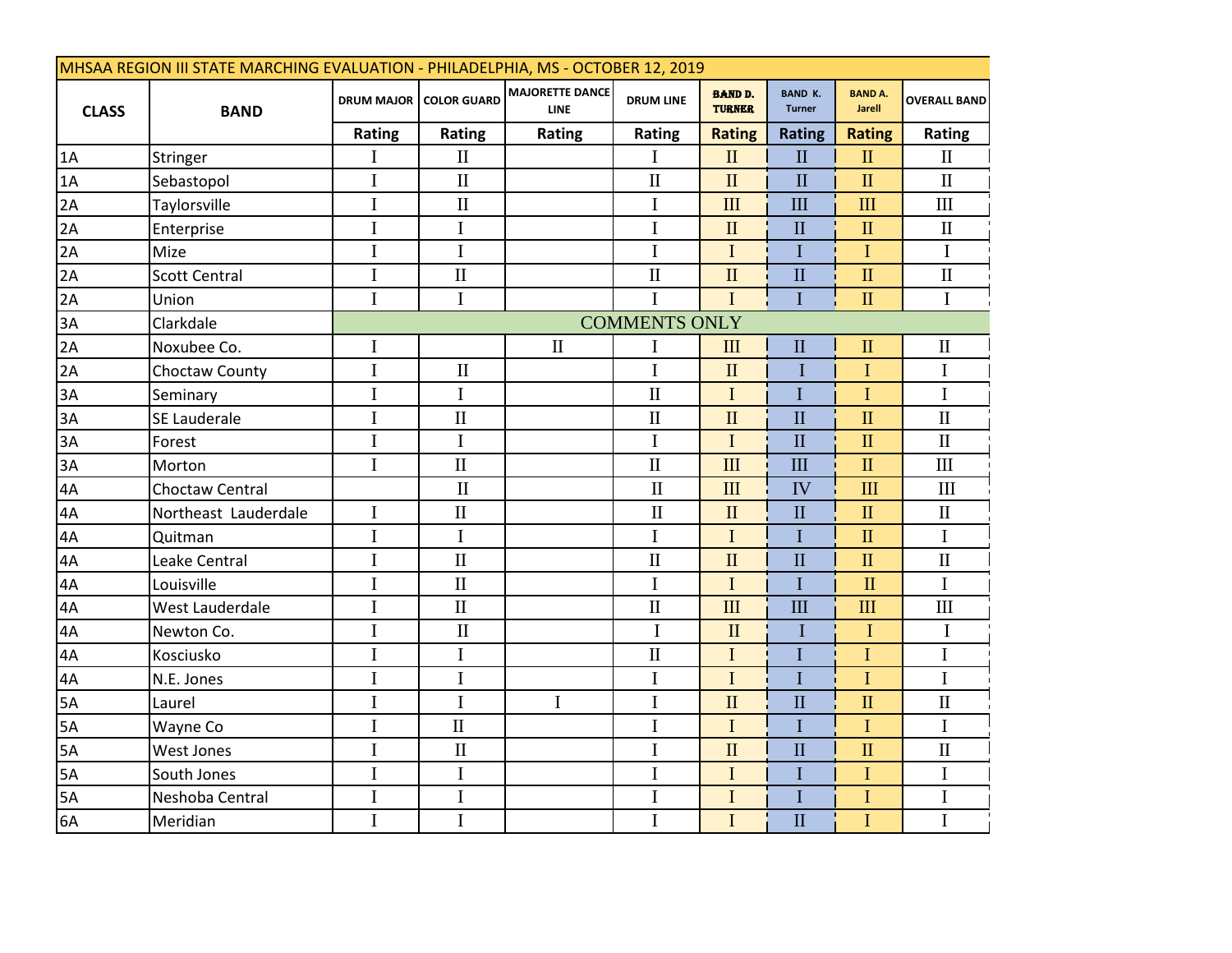| MHSAA REGION III STATE MARCHING EVALUATION - PHILADELPHIA, MS - OCTOBER 12, 2019 | | | | | | | | | |
|---|---|---|---|---|---|---|---|---|---|
| CLASS | BAND | DRUM MAJOR | COLOR GUARD | MAJORETTE DANCE LINE | DRUM LINE | BAND D. TURNER | BAND K. Turner | BAND A. Jarell | OVERALL BAND |
| | | Rating | Rating | Rating | Rating | Rating | Rating | Rating | Rating |
| 1A | Stringer | I | II | | I | II | II | II | II |
| 1A | Sebastopol | I | II | | II | II | II | II | II |
| 2A | Taylorsville | I | II | | I | III | III | III | III |
| 2A | Enterprise | I | I | | I | II | II | II | II |
| 2A | Mize | I | I | | I | I | I | I | I |
| 2A | Scott Central | I | II | | II | II | II | II | II |
| 2A | Union | I | I | | I | I | I | II | I |
| 3A | Clarkdale | COMMENTS ONLY | | | | | | | |
| 2A | Noxubee Co. | I | | II | I | III | II | II | II |
| 2A | Choctaw County | I | II | | I | II | I | I | I |
| 3A | Seminary | I | I | | II | I | I | I | I |
| 3A | SE Lauderale | I | II | | II | II | II | II | II |
| 3A | Forest | I | I | | I | I | II | II | II |
| 3A | Morton | I | II | | II | III | III | II | III |
| 4A | Choctaw Central | | II | | II | III | IV | III | III |
| 4A | Northeast Lauderdale | I | II | | II | II | II | II | II |
| 4A | Quitman | I | I | | I | I | I | II | I |
| 4A | Leake Central | I | II | | II | II | II | II | II |
| 4A | Louisville | I | II | | I | I | I | II | I |
| 4A | West Lauderdale | I | II | | II | III | III | III | III |
| 4A | Newton Co. | I | II | | I | II | I | I | I |
| 4A | Kosciusko | I | I | | II | I | I | I | I |
| 4A | N.E. Jones | I | I | | I | I | I | I | I |
| 5A | Laurel | I | I | I | I | II | II | II | II |
| 5A | Wayne Co | I | II | | I | I | I | I | I |
| 5A | West Jones | I | II | | I | II | II | II | II |
| 5A | South Jones | I | I | | I | I | I | I | I |
| 5A | Neshoba Central | I | I | | I | I | I | I | I |
| 6A | Meridian | I | I | | I | I | II | I | I |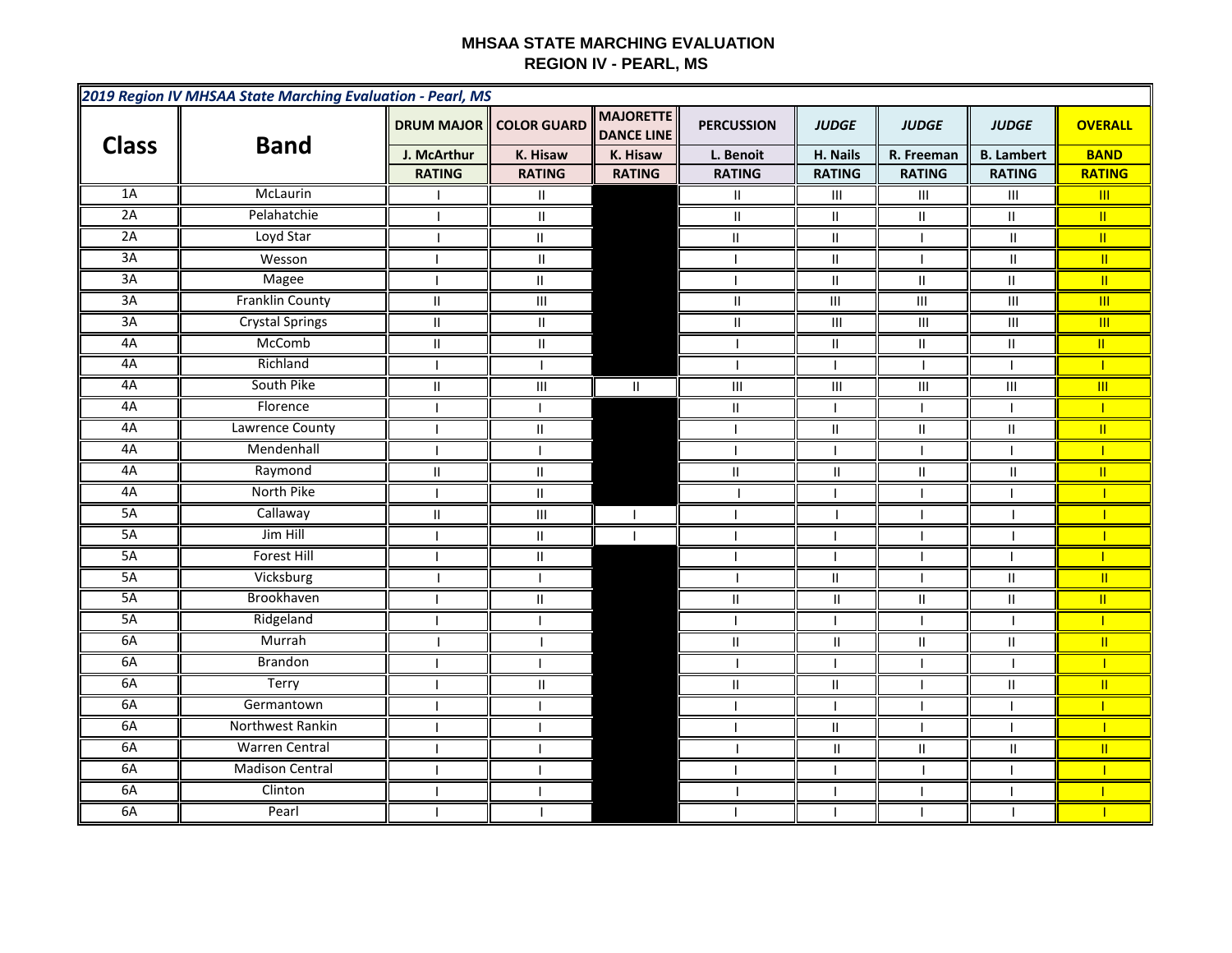**MHSAA STATE MARCHING EVALUATION**
**REGION IV - PEARL, MS**

*2019 Region IV MHSAA State Marching Evaluation - Pearl, MS*

| Class | Band | DRUM MAJOR | COLOR GUARD | MAJORETTE DANCE LINE | PERCUSSION | JUDGE | JUDGE | JUDGE | OVERALL |
|---|---|---|---|---|---|---|---|---|---|
| | | J. McArthur | K. Hisaw | K. Hisaw | L. Benoit | H. Nails | R. Freeman | B. Lambert | BAND |
| | | RATING | RATING | RATING | RATING | RATING | RATING | RATING | RATING |
| 1A | McLaurin | I | II | | II | III | III | III | III |
| 2A | Pelahatchie | I | II | | II | II | II | II | II |
| 2A | Loyd Star | I | II | | II | II | I | II | II |
| 3A | Wesson | I | II | | I | II | I | II | II |
| 3A | Magee | I | II | | I | II | II | II | II |
| 3A | Franklin County | II | III | | II | III | III | III | III |
| 3A | Crystal Springs | II | II | | II | III | III | III | III |
| 4A | McComb | II | II | | I | II | II | II | II |
| 4A | Richland | I | I | | I | I | I | I | I |
| 4A | South Pike | II | III | II | III | III | III | III | III |
| 4A | Florence | I | I | | II | I | I | I | I |
| 4A | Lawrence County | I | II | | I | II | II | II | II |
| 4A | Mendenhall | I | I | | I | I | I | I | I |
| 4A | Raymond | II | II | | II | II | II | II | II |
| 4A | North Pike | I | II | | I | I | I | I | I |
| 5A | Callaway | II | III | I | I | I | I | I | I |
| 5A | Jim Hill | I | II | I | I | I | I | I | I |
| 5A | Forest Hill | I | II | | I | I | I | I | I |
| 5A | Vicksburg | I | I | | I | II | I | II | II |
| 5A | Brookhaven | I | II | | II | II | II | II | II |
| 5A | Ridgeland | I | I | | I | I | I | I | I |
| 6A | Murrah | I | I | | II | II | II | II | II |
| 6A | Brandon | I | I | | I | I | I | I | I |
| 6A | Terry | I | II | | II | II | I | II | II |
| 6A | Germantown | I | I | | I | I | I | I | I |
| 6A | Northwest Rankin | I | I | | I | II | I | I | I |
| 6A | Warren Central | I | I | | I | II | II | II | II |
| 6A | Madison Central | I | I | | I | I | I | I | I |
| 6A | Clinton | I | I | | I | I | I | I | I |
| 6A | Pearl | I | I | | I | I | I | I | I |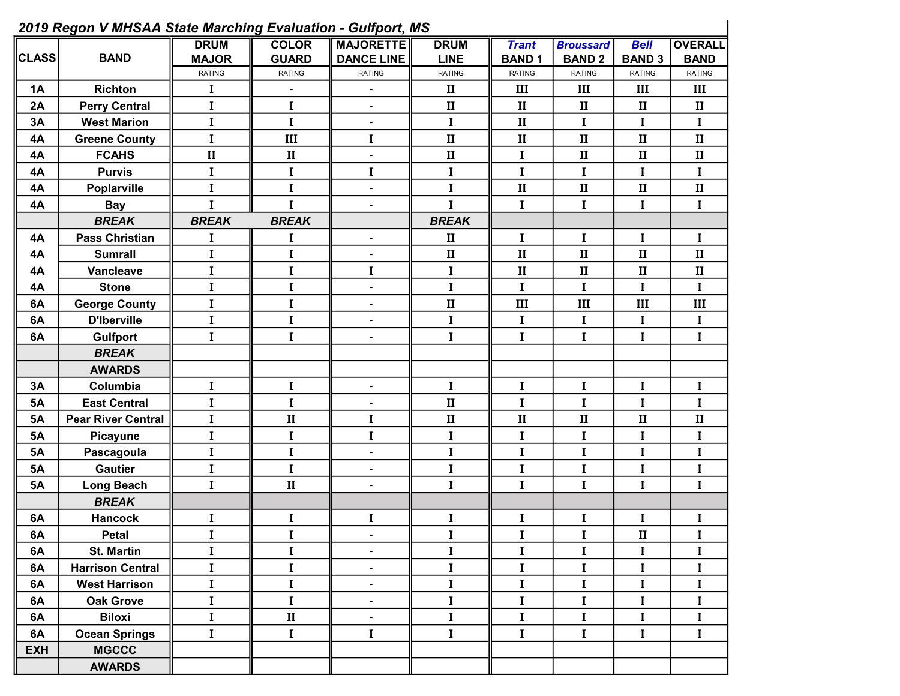## 2019 Regon V MHSAA State Marching Evaluation - Gulfport, MS

| CLASS | BAND | DRUM MAJOR | COLOR GUARD | MAJORETTE DANCE LINE | DRUM LINE | *Trant* BAND 1 | *Broussard* BAND 2 | *Bell* BAND 3 | OVERALL BAND |
|---|---|---|---|---|---|---|---|---|---|
| | | RATING | RATING | RATING | RATING | RATING | RATING | RATING | RATING |
| 1A | Richton | I | - | - | II | III | III | III | III |
| 2A | Perry Central | I | I | - | II | II | II | II | II |
| 3A | West Marion | I | I | - | I | II | I | I | I |
| 4A | Greene County | I | III | I | II | II | II | II | II |
| 4A | FCAHS | II | II | - | II | I | II | II | II |
| 4A | Purvis | I | I | I | I | I | I | I | I |
| 4A | Poplarville | I | I | - | I | II | II | II | II |
| 4A | Bay | I | I | - | I | I | I | I | I |
| | *BREAK* | *BREAK* | *BREAK* | | *BREAK* | | | | |
| 4A | Pass Christian | I | I | - | II | I | I | I | I |
| 4A | Sumrall | I | I | - | II | II | II | II | II |
| 4A | Vancleave | I | I | I | I | II | II | II | II |
| 4A | Stone | I | I | - | I | I | I | I | I |
| 6A | George County | I | I | - | II | III | III | III | III |
| 6A | D'Iberville | I | I | - | I | I | I | I | I |
| 6A | Gulfport | I | I | - | I | I | I | I | I |
| | *BREAK* | | | | | | | | |
| | AWARDS | | | | | | | | |
| 3A | Columbia | I | I | - | I | I | I | I | I |
| 5A | East Central | I | I | - | II | I | I | I | I |
| 5A | Pear River Central | I | II | I | II | II | II | II | II |
| 5A | Picayune | I | I | I | I | I | I | I | I |
| 5A | Pascagoula | I | I | - | I | I | I | I | I |
| 5A | Gautier | I | I | - | I | I | I | I | I |
| 5A | Long Beach | I | II | - | I | I | I | I | I |
| | *BREAK* | | | | | | | | |
| 6A | Hancock | I | I | I | I | I | I | I | I |
| 6A | Petal | I | I | - | I | I | I | II | I |
| 6A | St. Martin | I | I | - | I | I | I | I | I |
| 6A | Harrison Central | I | I | - | I | I | I | I | I |
| 6A | West Harrison | I | I | - | I | I | I | I | I |
| 6A | Oak Grove | I | I | - | I | I | I | I | I |
| 6A | Biloxi | I | II | - | I | I | I | I | I |
| 6A | Ocean Springs | I | I | I | I | I | I | I | I |
| EXH | MGCCC | | | | | | | | |
| | AWARDS | | | | | | | | |